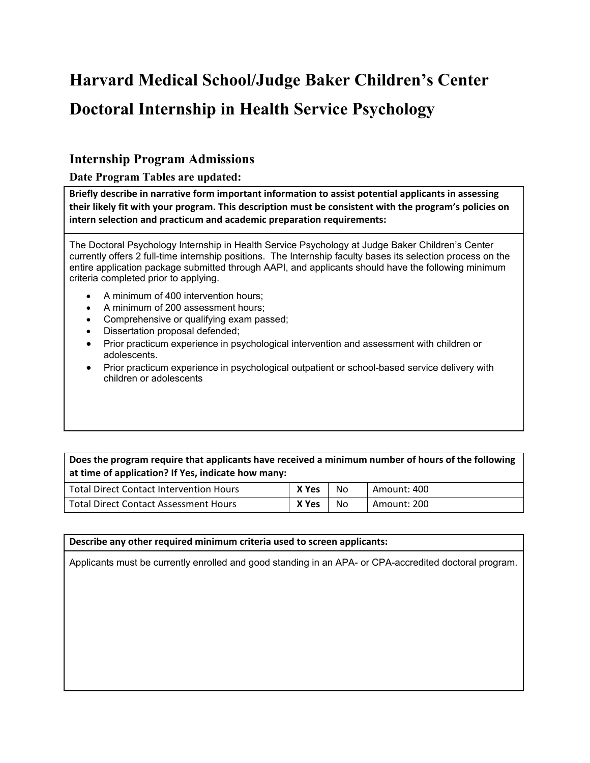# Harvard Medical School/Judge Baker Children's Center

# Doctoral Internship in Health Service Psychology

## Internship Program Admissions

### Date Program Tables are updated:

| **Briefly describe in narrative form important information to assist potential applicants in assessing their likely fit with your program. This description must be consistent with the program's policies on intern selection and practicum and academic preparation requirements:** |
|---|
| The Doctoral Psychology Internship in Health Service Psychology at Judge Baker Children's Center currently offers 2 full-time internship positions. The Internship faculty bases its selection process on the entire application package submitted through AAPI, and applicants should have the following minimum criteria completed prior to applying.<br><br>• A minimum of 400 intervention hours;<br>• A minimum of 200 assessment hours;<br>• Comprehensive or qualifying exam passed;<br>• Dissertation proposal defended;<br>• Prior practicum experience in psychological intervention and assessment with children or adolescents.<br>• Prior practicum experience in psychological outpatient or school-based service delivery with children or adolescents |

| **Does the program require that applicants have received a minimum number of hours of the following at time of application? If Yes, indicate how many:** | | | |
|---|---|---|---|
| Total Direct Contact Intervention Hours | **X Yes** | No | Amount: 400 |
| Total Direct Contact Assessment Hours | **X Yes** | No | Amount: 200 |

| **Describe any other required minimum criteria used to screen applicants:** |
|---|
| Applicants must be currently enrolled and good standing in an APA- or CPA-accredited doctoral program. |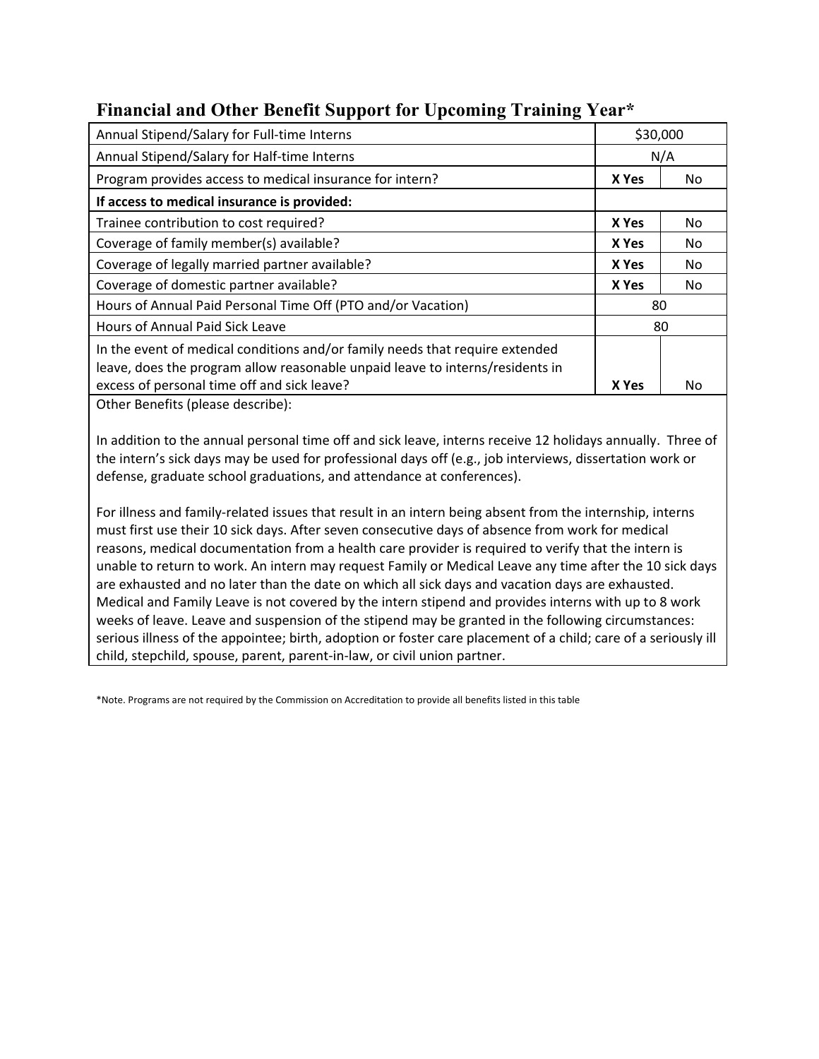## Financial and Other Benefit Support for Upcoming Training Year*

| | | |
|---|---|---|
| Annual Stipend/Salary for Full-time Interns | $30,000 | |
| Annual Stipend/Salary for Half-time Interns | N/A | |
| Program provides access to medical insurance for intern? | **X Yes** | No |
| **If access to medical insurance is provided:** | | |
| Trainee contribution to cost required? | **X Yes** | No |
| Coverage of family member(s) available? | **X Yes** | No |
| Coverage of legally married partner available? | **X Yes** | No |
| Coverage of domestic partner available? | **X Yes** | No |
| Hours of Annual Paid Personal Time Off (PTO and/or Vacation) | 80 | |
| Hours of Annual Paid Sick Leave | 80 | |
| In the event of medical conditions and/or family needs that require extended leave, does the program allow reasonable unpaid leave to interns/residents in excess of personal time off and sick leave? | **X Yes** | No |

Other Benefits (please describe):

In addition to the annual personal time off and sick leave, interns receive 12 holidays annually. Three of the intern's sick days may be used for professional days off (e.g., job interviews, dissertation work or defense, graduate school graduations, and attendance at conferences).

For illness and family-related issues that result in an intern being absent from the internship, interns must first use their 10 sick days. After seven consecutive days of absence from work for medical reasons, medical documentation from a health care provider is required to verify that the intern is unable to return to work. An intern may request Family or Medical Leave any time after the 10 sick days are exhausted and no later than the date on which all sick days and vacation days are exhausted. Medical and Family Leave is not covered by the intern stipend and provides interns with up to 8 work weeks of leave. Leave and suspension of the stipend may be granted in the following circumstances: serious illness of the appointee; birth, adoption or foster care placement of a child; care of a seriously ill child, stepchild, spouse, parent, parent-in-law, or civil union partner.

*Note. Programs are not required by the Commission on Accreditation to provide all benefits listed in this table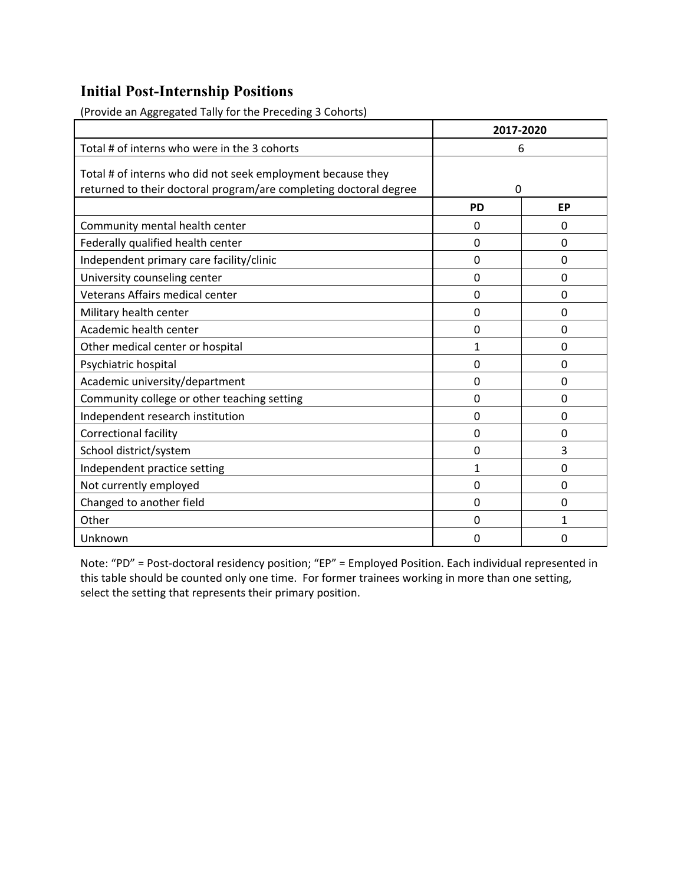## Initial Post-Internship Positions

(Provide an Aggregated Tally for the Preceding 3 Cohorts)

| | 2017-2020 | |
|---|---|---|
| Total # of interns who were in the 3 cohorts | 6 | |
| Total # of interns who did not seek employment because they returned to their doctoral program/are completing doctoral degree | 0 | |
| | **PD** | **EP** |
| Community mental health center | 0 | 0 |
| Federally qualified health center | 0 | 0 |
| Independent primary care facility/clinic | 0 | 0 |
| University counseling center | 0 | 0 |
| Veterans Affairs medical center | 0 | 0 |
| Military health center | 0 | 0 |
| Academic health center | 0 | 0 |
| Other medical center or hospital | 1 | 0 |
| Psychiatric hospital | 0 | 0 |
| Academic university/department | 0 | 0 |
| Community college or other teaching setting | 0 | 0 |
| Independent research institution | 0 | 0 |
| Correctional facility | 0 | 0 |
| School district/system | 0 | 3 |
| Independent practice setting | 1 | 0 |
| Not currently employed | 0 | 0 |
| Changed to another field | 0 | 0 |
| Other | 0 | 1 |
| Unknown | 0 | 0 |

Note: "PD" = Post-doctoral residency position; "EP" = Employed Position. Each individual represented in this table should be counted only one time. For former trainees working in more than one setting, select the setting that represents their primary position.